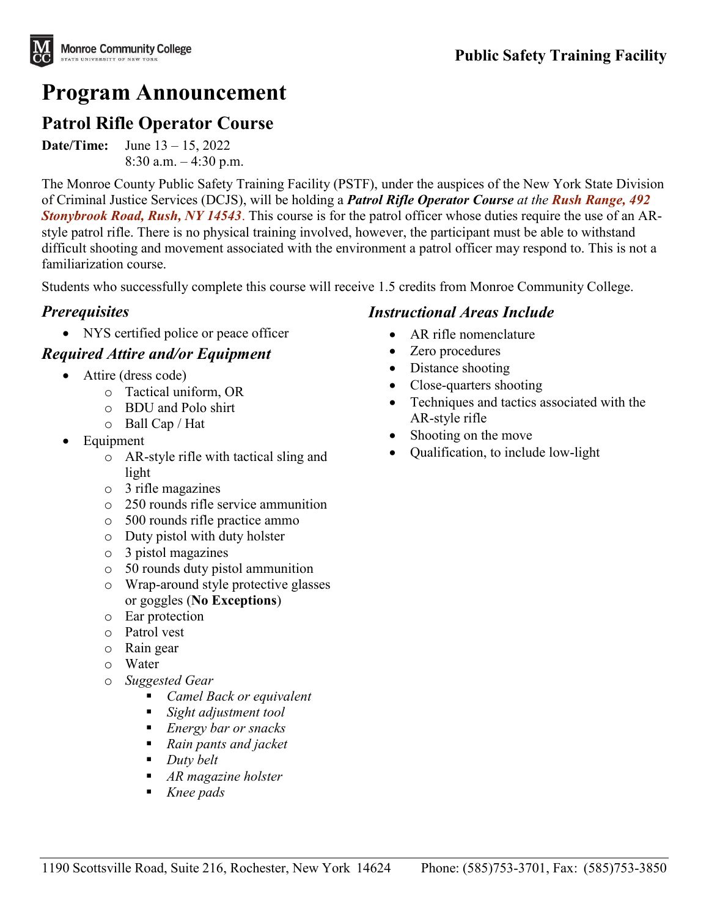Monroe Community College
STATE UNIVERSITY OF NEW YORK

**Public Safety Training Facility**

# Program Announcement

## Patrol Rifle Operator Course

**Date/Time:** June 13 – 15, 2022
8:30 a.m. – 4:30 p.m.

The Monroe County Public Safety Training Facility (PSTF), under the auspices of the New York State Division of Criminal Justice Services (DCJS), will be holding a ***Patrol Rifle Operator Course*** *at the* ***Rush Range, 492 Stonybrook Road, Rush, NY 14543***. This course is for the patrol officer whose duties require the use of an AR-style patrol rifle. There is no physical training involved, however, the participant must be able to withstand difficult shooting and movement associated with the environment a patrol officer may respond to. This is not a familiarization course.

Students who successfully complete this course will receive 1.5 credits from Monroe Community College.

### *Prerequisites*

- NYS certified police or peace officer

### *Required Attire and/or Equipment*

- Attire (dress code)
  - Tactical uniform, OR
  - BDU and Polo shirt
  - Ball Cap / Hat
- Equipment
  - AR-style rifle with tactical sling and light
  - 3 rifle magazines
  - 250 rounds rifle service ammunition
  - 500 rounds rifle practice ammo
  - Duty pistol with duty holster
  - 3 pistol magazines
  - 50 rounds duty pistol ammunition
  - Wrap-around style protective glasses or goggles (**No Exceptions**)
  - Ear protection
  - Patrol vest
  - Rain gear
  - Water
  - *Suggested Gear*
    - *Camel Back or equivalent*
    - *Sight adjustment tool*
    - *Energy bar or snacks*
    - *Rain pants and jacket*
    - *Duty belt*
    - *AR magazine holster*
    - *Knee pads*

### *Instructional Areas Include*

- AR rifle nomenclature
- Zero procedures
- Distance shooting
- Close-quarters shooting
- Techniques and tactics associated with the AR-style rifle
- Shooting on the move
- Qualification, to include low-light

1190 Scottsville Road, Suite 216, Rochester, New York 14624 Phone: (585)753-3701, Fax: (585)753-3850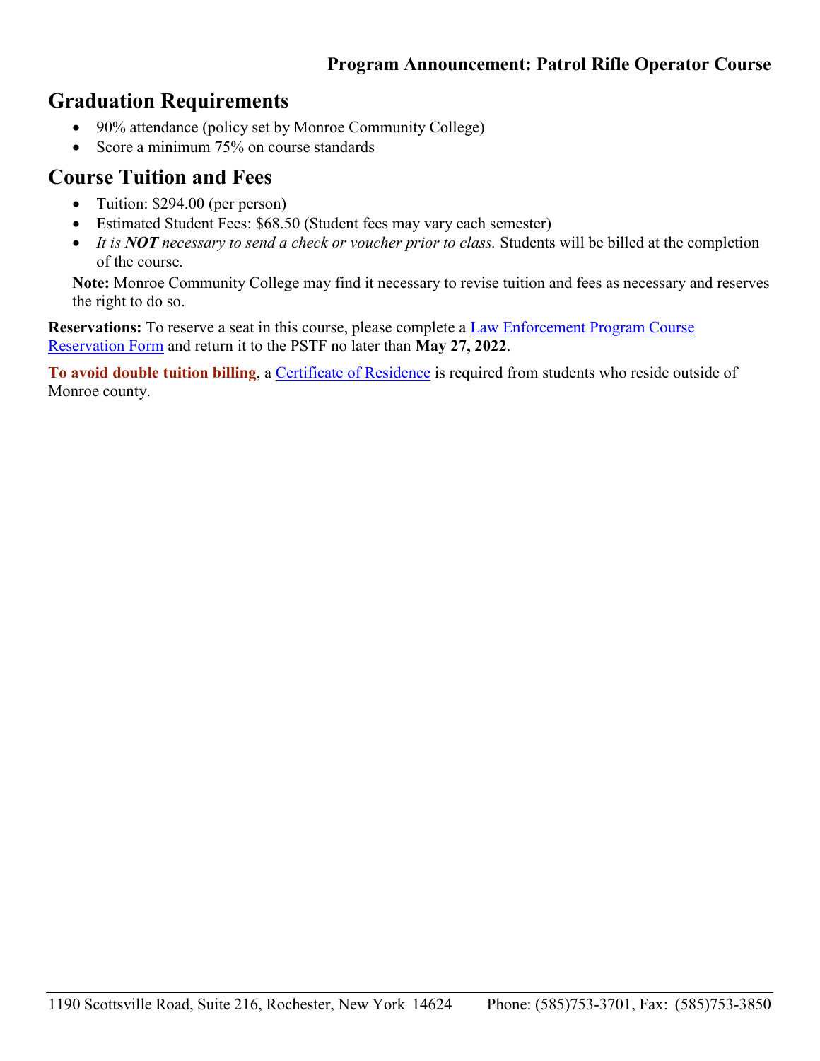## Graduation Requirements

- 90% attendance (policy set by Monroe Community College)
- Score a minimum 75% on course standards

## Course Tuition and Fees

- Tuition: $294.00 (per person)
- Estimated Student Fees: $68.50 (Student fees may vary each semester)
- *It is **NOT** necessary to send a check or voucher prior to class.* Students will be billed at the completion of the course.

**Note:** Monroe Community College may find it necessary to revise tuition and fees as necessary and reserves the right to do so.

**Reservations:** To reserve a seat in this course, please complete a Law Enforcement Program Course Reservation Form and return it to the PSTF no later than **May 27, 2022**.

**To avoid double tuition billing**, a Certificate of Residence is required from students who reside outside of Monroe county.